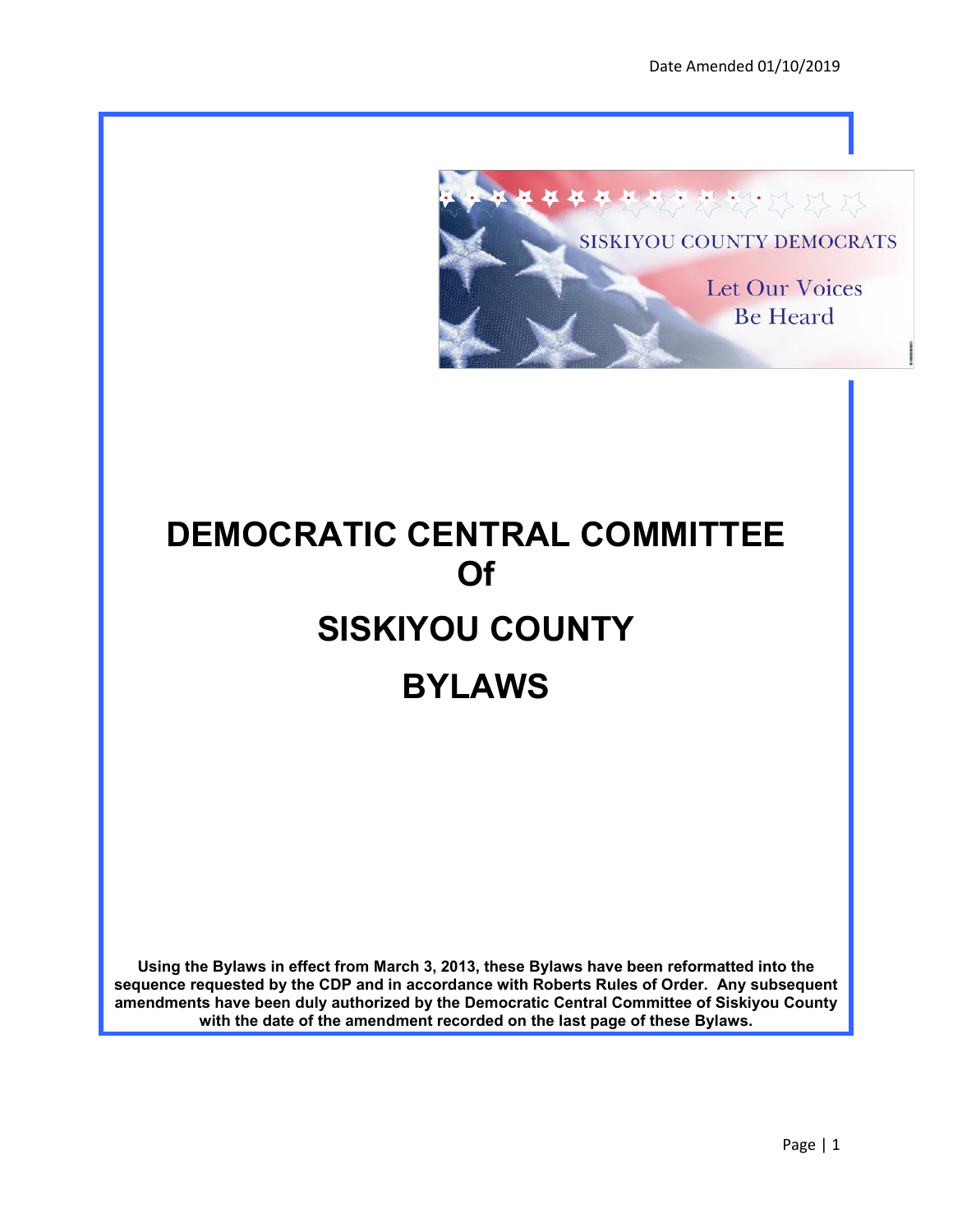Date Amended 01/10/2019

SISKIYOU COUNTY DEMOCRATS

Let Our Voices Be Heard

# DEMOCRATIC CENTRAL COMMITTEE Of SISKIYOU COUNTY BYLAWS

**Using the Bylaws in effect from March 3, 2013, these Bylaws have been reformatted into the sequence requested by the CDP and in accordance with Roberts Rules of Order. Any subsequent amendments have been duly authorized by the Democratic Central Committee of Siskiyou County with the date of the amendment recorded on the last page of these Bylaws.**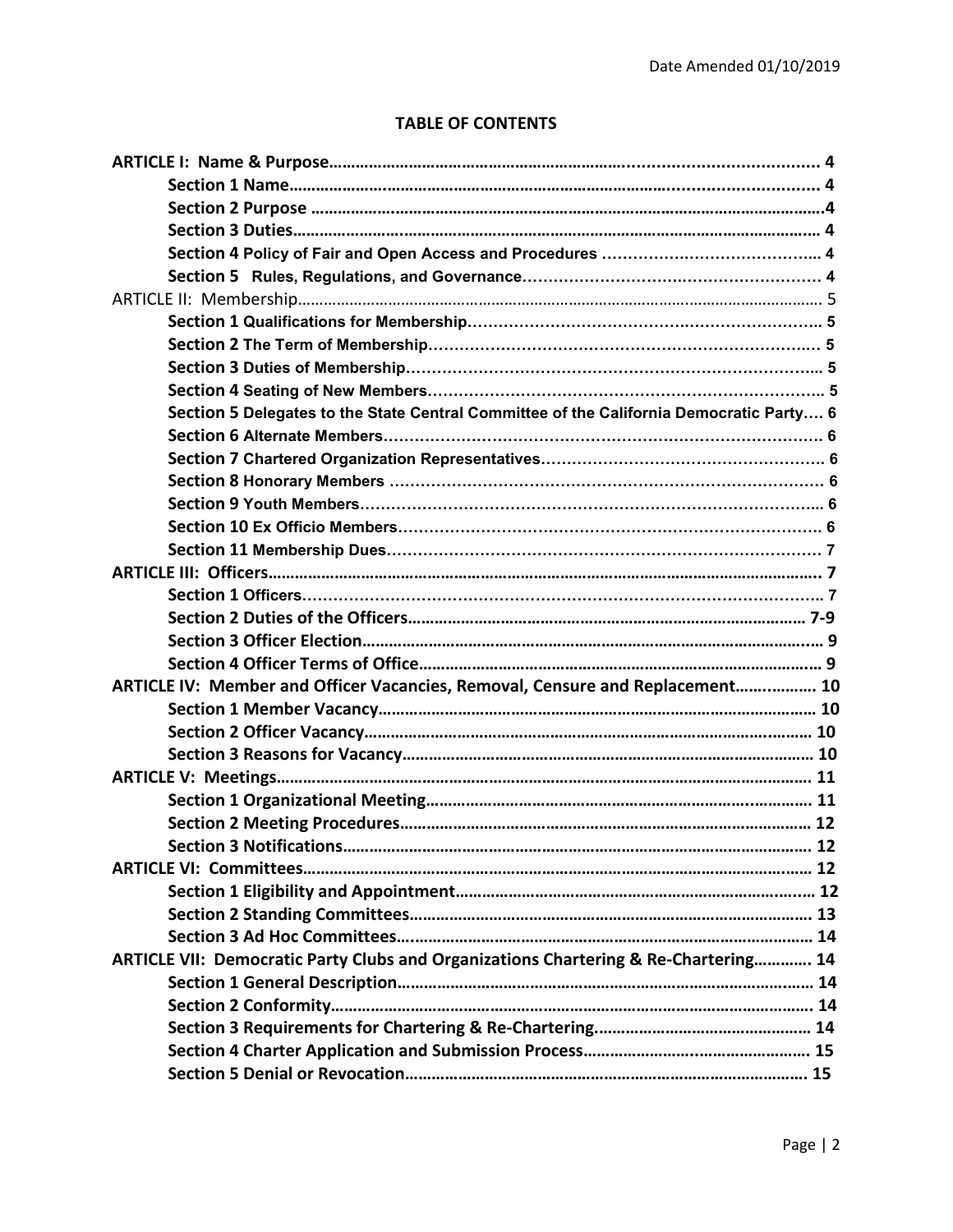Date Amended 01/10/2019

## TABLE OF CONTENTS

**ARTICLE I: Name & Purpose** .......... 4

- **Section 1 Name** .......... 4
- **Section 2 Purpose** .......... 4
- **Section 3 Duties** .......... 4
- **Section 4 Policy of Fair and Open Access and Procedures** .......... 4
- **Section 5 Rules, Regulations, and Governance** .......... 4

ARTICLE II: Membership .......... 5

- **Section 1 Qualifications for Membership** .......... 5
- **Section 2 The Term of Membership** .......... 5
- **Section 3 Duties of Membership** .......... 5
- **Section 4 Seating of New Members** .......... 5
- **Section 5 Delegates to the State Central Committee of the California Democratic Party** .......... 6
- **Section 6 Alternate Members** .......... 6
- **Section 7 Chartered Organization Representatives** .......... 6
- **Section 8 Honorary Members** .......... 6
- **Section 9 Youth Members** .......... 6
- **Section 10 Ex Officio Members** .......... 6
- **Section 11 Membership Dues** .......... 7

**ARTICLE III: Officers** .......... 7

- **Section 1 Officers** .......... 7
- **Section 2 Duties of the Officers** .......... 7-9
- **Section 3 Officer Election** .......... 9
- **Section 4 Officer Terms of Office** .......... 9

**ARTICLE IV: Member and Officer Vacancies, Removal, Censure and Replacement** .......... 10

- **Section 1 Member Vacancy** .......... 10
- **Section 2 Officer Vacancy** .......... 10
- **Section 3 Reasons for Vacancy** .......... 10

**ARTICLE V: Meetings** .......... 11

- **Section 1 Organizational Meeting** .......... 11
- **Section 2 Meeting Procedures** .......... 12
- **Section 3 Notifications** .......... 12

**ARTICLE VI: Committees** .......... 12

- **Section 1 Eligibility and Appointment** .......... 12
- **Section 2 Standing Committees** .......... 13
- **Section 3 Ad Hoc Committees** .......... 14

**ARTICLE VII: Democratic Party Clubs and Organizations Chartering & Re-Chartering** .......... 14

- **Section 1 General Description** .......... 14
- **Section 2 Conformity** .......... 14
- **Section 3 Requirements for Chartering & Re-Chartering** .......... 14
- **Section 4 Charter Application and Submission Process** .......... 15
- **Section 5 Denial or Revocation** .......... 15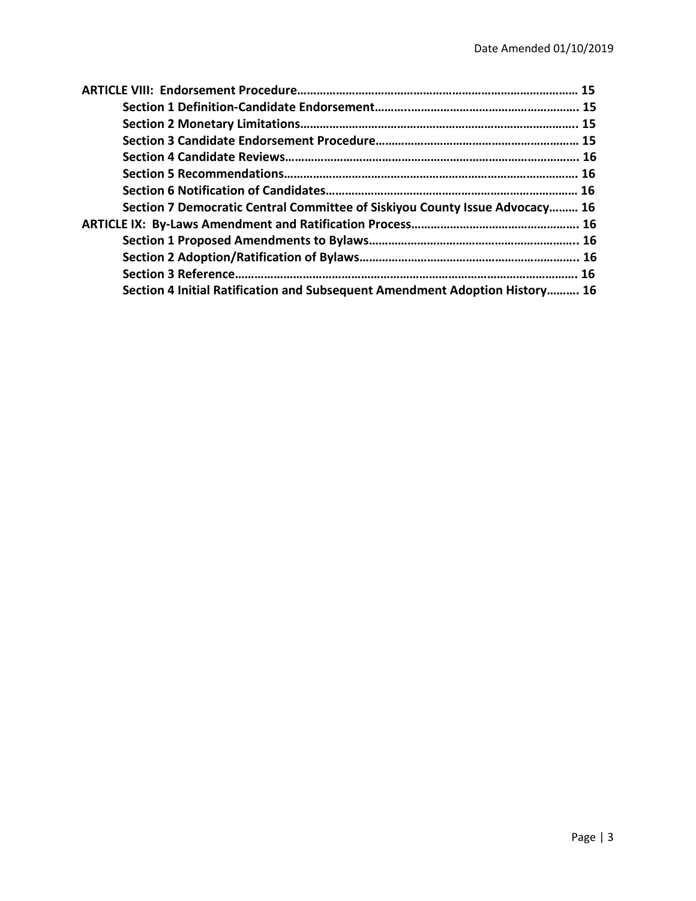**ARTICLE VIII: Endorsement Procedure……………………………………………………………………………… 15**

**Section 1 Definition-Candidate Endorsement………..……………………………………………. 15**

**Section 2 Monetary Limitations………………………………………………………………………….. 15**

**Section 3 Candidate Endorsement Procedure…………………………………………………… 15**

**Section 4 Candidate Reviews………………………………………………………………………………. 16**

**Section 5 Recommendations……………………………………………………………………………… 16**

**Section 6 Notification of Candidates…………………………………………………………………… 16**

**Section 7 Democratic Central Committee of Siskiyou County Issue Advocacy……… 16**

**ARTICLE IX: By-Laws Amendment and Ratification Process……………………………………………. 16**

**Section 1 Proposed Amendments to Bylaws……………………………………………………….. 16**

**Section 2 Adoption/Ratification of Bylaws………………………………………………………….. 16**

**Section 3 Reference……………………………………………………………………………………………. 16**

**Section 4 Initial Ratification and Subsequent Amendment Adoption History………. 16**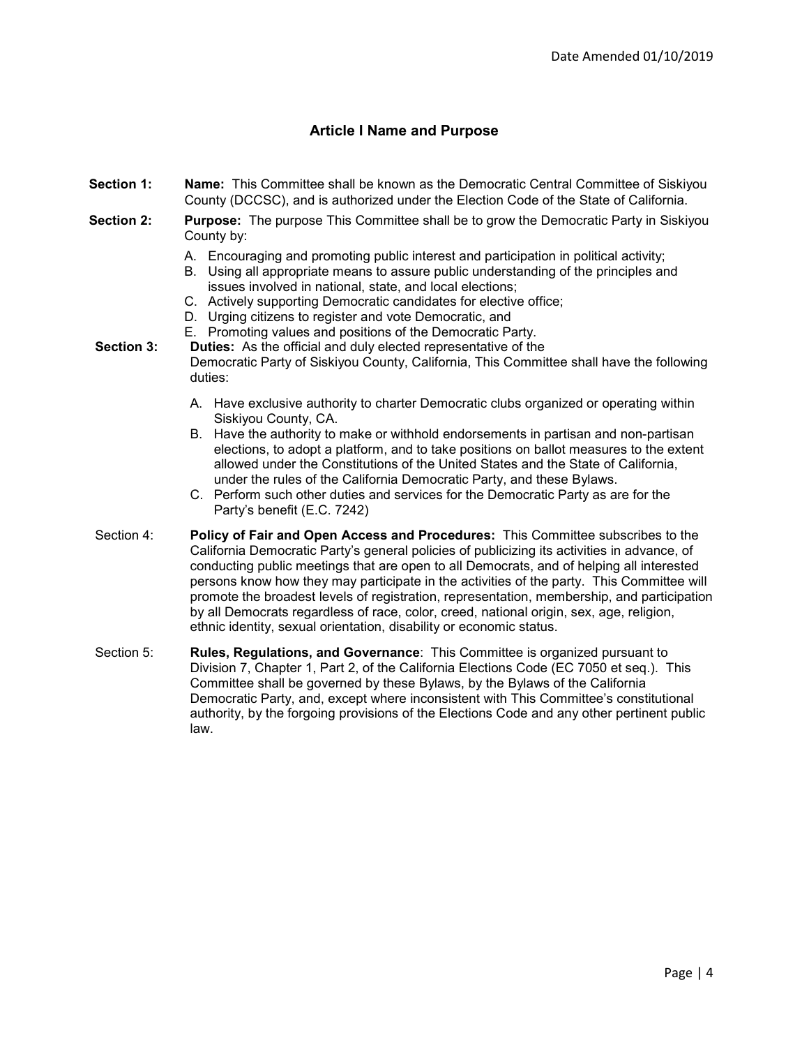Date Amended 01/10/2019

## Article I Name and Purpose

**Section 1:** **Name:** This Committee shall be known as the Democratic Central Committee of Siskiyou County (DCCSC), and is authorized under the Election Code of the State of California.

**Section 2:** **Purpose:** The purpose This Committee shall be to grow the Democratic Party in Siskiyou County by:

A. Encouraging and promoting public interest and participation in political activity;
B. Using all appropriate means to assure public understanding of the principles and issues involved in national, state, and local elections;
C. Actively supporting Democratic candidates for elective office;
D. Urging citizens to register and vote Democratic, and
E. Promoting values and positions of the Democratic Party.

**Section 3:** **Duties:** As the official and duly elected representative of the Democratic Party of Siskiyou County, California, This Committee shall have the following duties:

A. Have exclusive authority to charter Democratic clubs organized or operating within Siskiyou County, CA.
B. Have the authority to make or withhold endorsements in partisan and non-partisan elections, to adopt a platform, and to take positions on ballot measures to the extent allowed under the Constitutions of the United States and the State of California, under the rules of the California Democratic Party, and these Bylaws.
C. Perform such other duties and services for the Democratic Party as are for the Party's benefit (E.C. 7242)

Section 4: **Policy of Fair and Open Access and Procedures:** This Committee subscribes to the California Democratic Party's general policies of publicizing its activities in advance, of conducting public meetings that are open to all Democrats, and of helping all interested persons know how they may participate in the activities of the party. This Committee will promote the broadest levels of registration, representation, membership, and participation by all Democrats regardless of race, color, creed, national origin, sex, age, religion, ethnic identity, sexual orientation, disability or economic status.

Section 5: **Rules, Regulations, and Governance**: This Committee is organized pursuant to Division 7, Chapter 1, Part 2, of the California Elections Code (EC 7050 et seq.). This Committee shall be governed by these Bylaws, by the Bylaws of the California Democratic Party, and, except where inconsistent with This Committee's constitutional authority, by the forgoing provisions of the Elections Code and any other pertinent public law.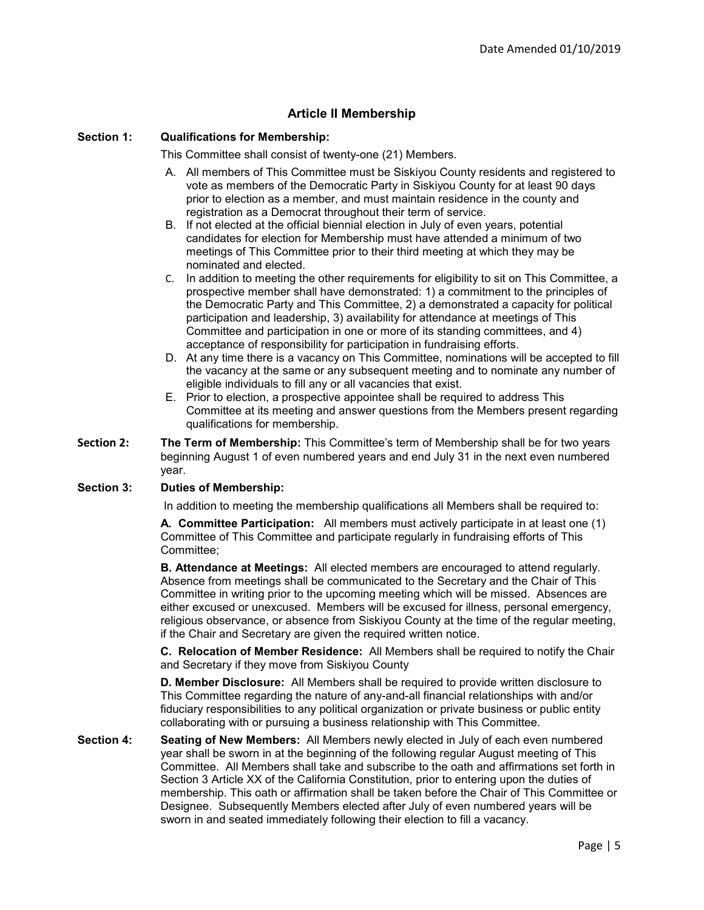## Article II Membership

**Section 1: Qualifications for Membership:**

This Committee shall consist of twenty-one (21) Members.

A. All members of This Committee must be Siskiyou County residents and registered to vote as members of the Democratic Party in Siskiyou County for at least 90 days prior to election as a member, and must maintain residence in the county and registration as a Democrat throughout their term of service.

B. If not elected at the official biennial election in July of even years, potential candidates for election for Membership must have attended a minimum of two meetings of This Committee prior to their third meeting at which they may be nominated and elected.

C. In addition to meeting the other requirements for eligibility to sit on This Committee, a prospective member shall have demonstrated: 1) a commitment to the principles of the Democratic Party and This Committee, 2) a demonstrated a capacity for political participation and leadership, 3) availability for attendance at meetings of This Committee and participation in one or more of its standing committees, and 4) acceptance of responsibility for participation in fundraising efforts.

D. At any time there is a vacancy on This Committee, nominations will be accepted to fill the vacancy at the same or any subsequent meeting and to nominate any number of eligible individuals to fill any or all vacancies that exist.

E. Prior to election, a prospective appointee shall be required to address This Committee at its meeting and answer questions from the Members present regarding qualifications for membership.

**Section 2: The Term of Membership:** This Committee's term of Membership shall be for two years beginning August 1 of even numbered years and end July 31 in the next even numbered year.

**Section 3: Duties of Membership:**

In addition to meeting the membership qualifications all Members shall be required to:

**A. Committee Participation:** All members must actively participate in at least one (1) Committee of This Committee and participate regularly in fundraising efforts of This Committee;

**B. Attendance at Meetings:** All elected members are encouraged to attend regularly. Absence from meetings shall be communicated to the Secretary and the Chair of This Committee in writing prior to the upcoming meeting which will be missed. Absences are either excused or unexcused. Members will be excused for illness, personal emergency, religious observance, or absence from Siskiyou County at the time of the regular meeting, if the Chair and Secretary are given the required written notice.

**C. Relocation of Member Residence:** All Members shall be required to notify the Chair and Secretary if they move from Siskiyou County

**D. Member Disclosure:** All Members shall be required to provide written disclosure to This Committee regarding the nature of any-and-all financial relationships with and/or fiduciary responsibilities to any political organization or private business or public entity collaborating with or pursuing a business relationship with This Committee.

**Section 4: Seating of New Members:** All Members newly elected in July of each even numbered year shall be sworn in at the beginning of the following regular August meeting of This Committee. All Members shall take and subscribe to the oath and affirmations set forth in Section 3 Article XX of the California Constitution, prior to entering upon the duties of membership. This oath or affirmation shall be taken before the Chair of This Committee or Designee. Subsequently Members elected after July of even numbered years will be sworn in and seated immediately following their election to fill a vacancy.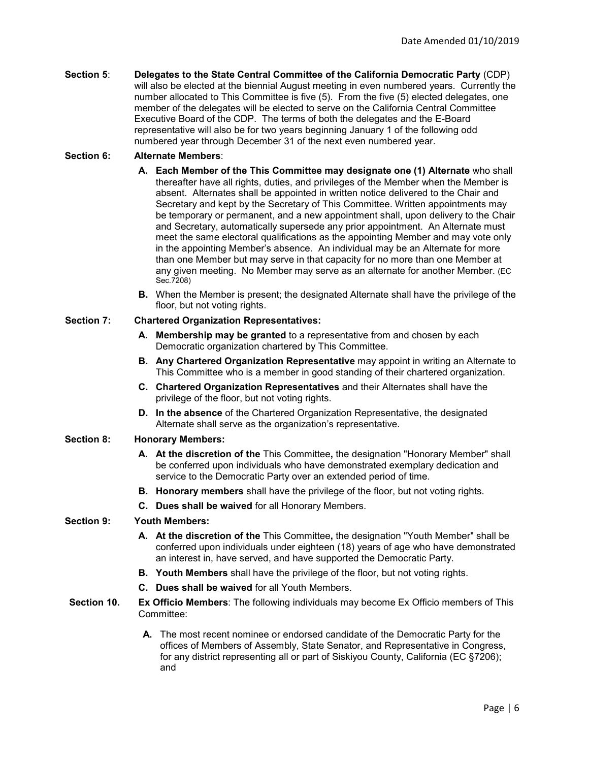**Section 5**: **Delegates to the State Central Committee of the California Democratic Party** (CDP) will also be elected at the biennial August meeting in even numbered years. Currently the number allocated to This Committee is five (5). From the five (5) elected delegates, one member of the delegates will be elected to serve on the California Central Committee Executive Board of the CDP. The terms of both the delegates and the E-Board representative will also be for two years beginning January 1 of the following odd numbered year through December 31 of the next even numbered year.

**Section 6: Alternate Members**:

- **A. Each Member of the This Committee may designate one (1) Alternate** who shall thereafter have all rights, duties, and privileges of the Member when the Member is absent. Alternates shall be appointed in written notice delivered to the Chair and Secretary and kept by the Secretary of This Committee. Written appointments may be temporary or permanent, and a new appointment shall, upon delivery to the Chair and Secretary, automatically supersede any prior appointment. An Alternate must meet the same electoral qualifications as the appointing Member and may vote only in the appointing Member's absence. An individual may be an Alternate for more than one Member but may serve in that capacity for no more than one Member at any given meeting. No Member may serve as an alternate for another Member. (EC Sec.7208)
- **B.** When the Member is present; the designated Alternate shall have the privilege of the floor, but not voting rights.

**Section 7: Chartered Organization Representatives:**

- **A. Membership may be granted** to a representative from and chosen by each Democratic organization chartered by This Committee.
- **B. Any Chartered Organization Representative** may appoint in writing an Alternate to This Committee who is a member in good standing of their chartered organization.
- **C. Chartered Organization Representatives** and their Alternates shall have the privilege of the floor, but not voting rights.
- **D. In the absence** of the Chartered Organization Representative, the designated Alternate shall serve as the organization's representative.

**Section 8: Honorary Members:**

- **A. At the discretion of the** This Committee**,** the designation "Honorary Member" shall be conferred upon individuals who have demonstrated exemplary dedication and service to the Democratic Party over an extended period of time.
- **B. Honorary members** shall have the privilege of the floor, but not voting rights.
- **C. Dues shall be waived** for all Honorary Members.

**Section 9: Youth Members:**

- **A. At the discretion of the** This Committee**,** the designation "Youth Member" shall be conferred upon individuals under eighteen (18) years of age who have demonstrated an interest in, have served, and have supported the Democratic Party.
- **B. Youth Members** shall have the privilege of the floor, but not voting rights.
- **C. Dues shall be waived** for all Youth Members.

**Section 10. Ex Officio Members**: The following individuals may become Ex Officio members of This Committee:

- **A.** The most recent nominee or endorsed candidate of the Democratic Party for the offices of Members of Assembly, State Senator, and Representative in Congress, for any district representing all or part of Siskiyou County, California (EC §7206); and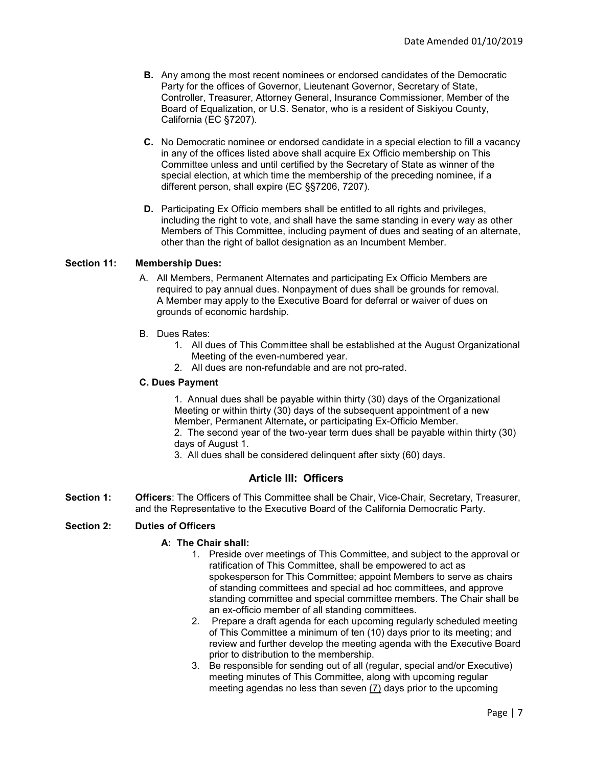**B.** Any among the most recent nominees or endorsed candidates of the Democratic Party for the offices of Governor, Lieutenant Governor, Secretary of State, Controller, Treasurer, Attorney General, Insurance Commissioner, Member of the Board of Equalization, or U.S. Senator, who is a resident of Siskiyou County, California (EC §7207).

**C.** No Democratic nominee or endorsed candidate in a special election to fill a vacancy in any of the offices listed above shall acquire Ex Officio membership on This Committee unless and until certified by the Secretary of State as winner of the special election, at which time the membership of the preceding nominee, if a different person, shall expire (EC §§7206, 7207).

**D.** Participating Ex Officio members shall be entitled to all rights and privileges, including the right to vote, and shall have the same standing in every way as other Members of This Committee, including payment of dues and seating of an alternate, other than the right of ballot designation as an Incumbent Member.

**Section 11: Membership Dues:**

A. All Members, Permanent Alternates and participating Ex Officio Members are required to pay annual dues. Nonpayment of dues shall be grounds for removal. A Member may apply to the Executive Board for deferral or waiver of dues on grounds of economic hardship.

B. Dues Rates:
1. All dues of This Committee shall be established at the August Organizational Meeting of the even-numbered year.
2. All dues are non-refundable and are not pro-rated.

**C. Dues Payment**

1. Annual dues shall be payable within thirty (30) days of the Organizational Meeting or within thirty (30) days of the subsequent appointment of a new Member, Permanent Alternate**,** or participating Ex-Officio Member.
2. The second year of the two-year term dues shall be payable within thirty (30) days of August 1.
3. All dues shall be considered delinquent after sixty (60) days.

## Article III: Officers

**Section 1: Officers**: The Officers of This Committee shall be Chair, Vice-Chair, Secretary, Treasurer, and the Representative to the Executive Board of the California Democratic Party.

**Section 2: Duties of Officers**

**A: The Chair shall:**

1. Preside over meetings of This Committee, and subject to the approval or ratification of This Committee, shall be empowered to act as spokesperson for This Committee; appoint Members to serve as chairs of standing committees and special ad hoc committees, and approve standing committee and special committee members. The Chair shall be an ex-officio member of all standing committees.
2. Prepare a draft agenda for each upcoming regularly scheduled meeting of This Committee a minimum of ten (10) days prior to its meeting; and review and further develop the meeting agenda with the Executive Board prior to distribution to the membership.
3. Be responsible for sending out of all (regular, special and/or Executive) meeting minutes of This Committee, along with upcoming regular meeting agendas no less than seven (7) days prior to the upcoming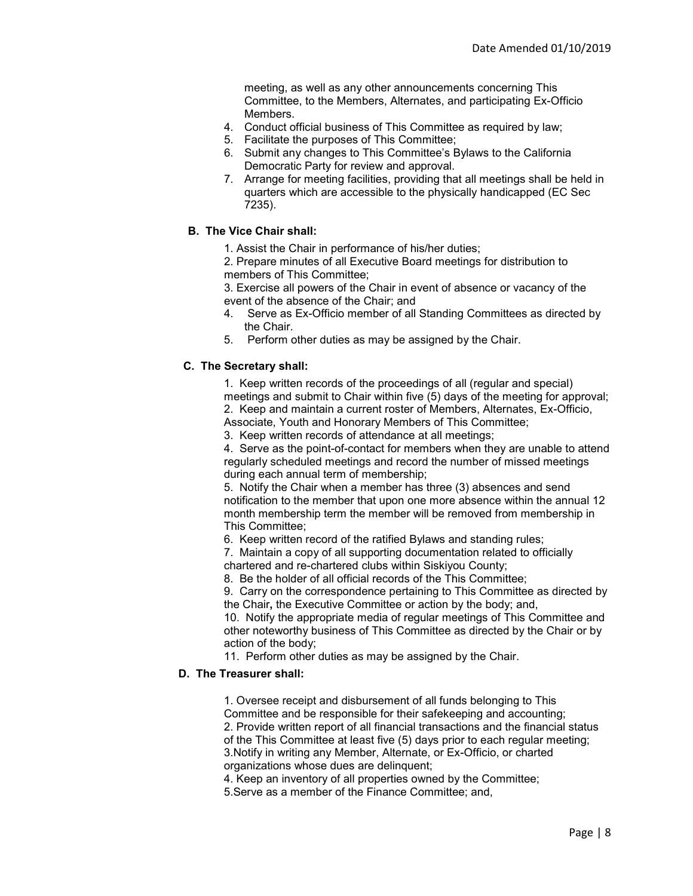meeting, as well as any other announcements concerning This Committee, to the Members, Alternates, and participating Ex-Officio Members.

4. Conduct official business of This Committee as required by law;
5. Facilitate the purposes of This Committee;
6. Submit any changes to This Committee's Bylaws to the California Democratic Party for review and approval.
7. Arrange for meeting facilities, providing that all meetings shall be held in quarters which are accessible to the physically handicapped (EC Sec 7235).

**B. The Vice Chair shall:**

1. Assist the Chair in performance of his/her duties;
2. Prepare minutes of all Executive Board meetings for distribution to members of This Committee;
3. Exercise all powers of the Chair in event of absence or vacancy of the event of the absence of the Chair; and
4. Serve as Ex-Officio member of all Standing Committees as directed by the Chair.
5. Perform other duties as may be assigned by the Chair.

**C. The Secretary shall:**

1. Keep written records of the proceedings of all (regular and special) meetings and submit to Chair within five (5) days of the meeting for approval;
2. Keep and maintain a current roster of Members, Alternates, Ex-Officio, Associate, Youth and Honorary Members of This Committee;
3. Keep written records of attendance at all meetings;
4. Serve as the point-of-contact for members when they are unable to attend regularly scheduled meetings and record the number of missed meetings during each annual term of membership;
5. Notify the Chair when a member has three (3) absences and send notification to the member that upon one more absence within the annual 12 month membership term the member will be removed from membership in This Committee;
6. Keep written record of the ratified Bylaws and standing rules;
7. Maintain a copy of all supporting documentation related to officially chartered and re-chartered clubs within Siskiyou County;
8. Be the holder of all official records of the This Committee;
9. Carry on the correspondence pertaining to This Committee as directed by the Chair**,** the Executive Committee or action by the body; and,
10. Notify the appropriate media of regular meetings of This Committee and other noteworthy business of This Committee as directed by the Chair or by action of the body;
11. Perform other duties as may be assigned by the Chair.

**D. The Treasurer shall:**

1. Oversee receipt and disbursement of all funds belonging to This Committee and be responsible for their safekeeping and accounting;
2. Provide written report of all financial transactions and the financial status of the This Committee at least five (5) days prior to each regular meeting;
3. Notify in writing any Member, Alternate, or Ex-Officio, or charted organizations whose dues are delinquent;
4. Keep an inventory of all properties owned by the Committee;
5. Serve as a member of the Finance Committee; and,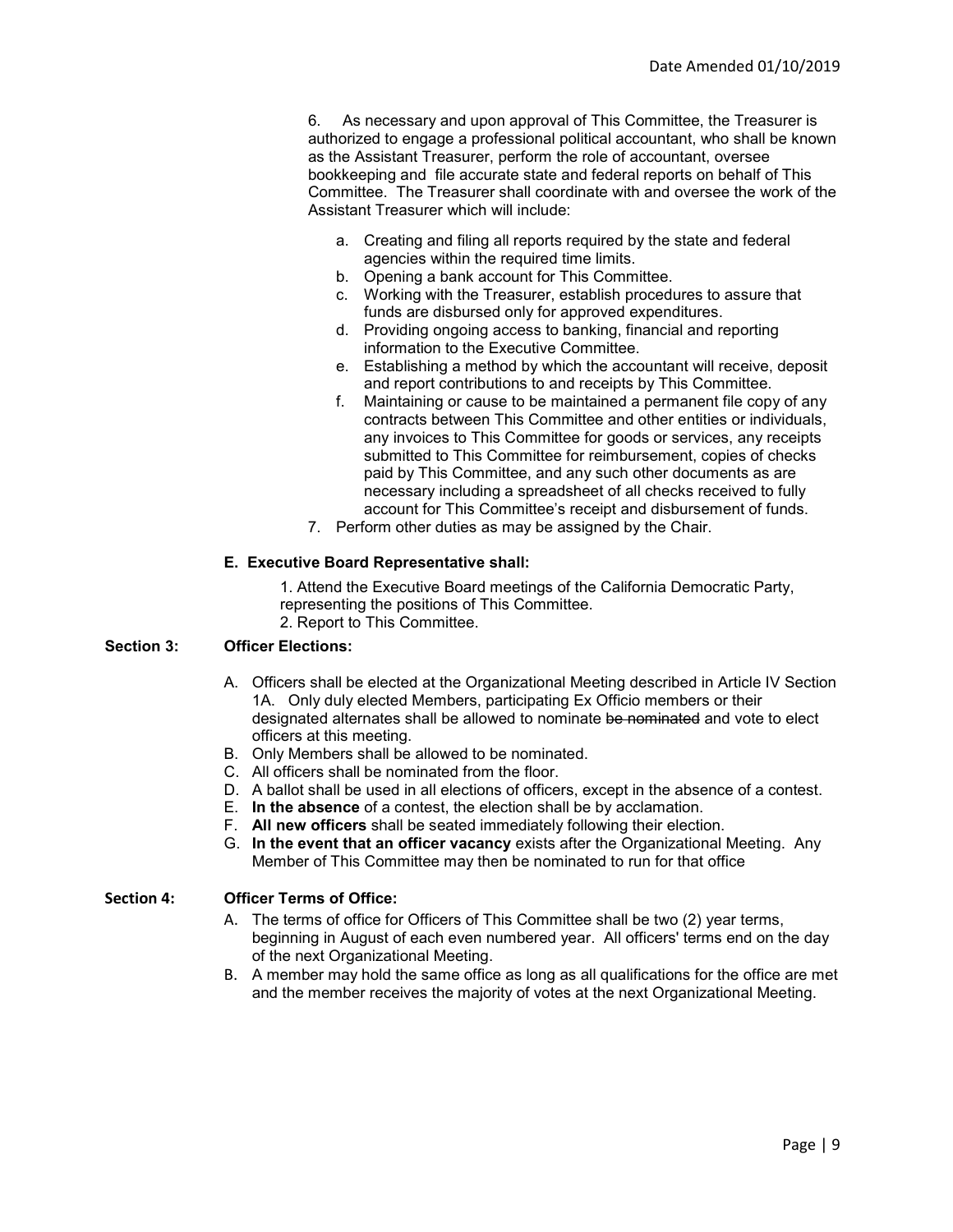6. As necessary and upon approval of This Committee, the Treasurer is authorized to engage a professional political accountant, who shall be known as the Assistant Treasurer, perform the role of accountant, oversee bookkeeping and file accurate state and federal reports on behalf of This Committee. The Treasurer shall coordinate with and oversee the work of the Assistant Treasurer which will include:

   a. Creating and filing all reports required by the state and federal agencies within the required time limits.
   b. Opening a bank account for This Committee.
   c. Working with the Treasurer, establish procedures to assure that funds are disbursed only for approved expenditures.
   d. Providing ongoing access to banking, financial and reporting information to the Executive Committee.
   e. Establishing a method by which the accountant will receive, deposit and report contributions to and receipts by This Committee.
   f. Maintaining or cause to be maintained a permanent file copy of any contracts between This Committee and other entities or individuals, any invoices to This Committee for goods or services, any receipts submitted to This Committee for reimbursement, copies of checks paid by This Committee, and any such other documents as are necessary including a spreadsheet of all checks received to fully account for This Committee's receipt and disbursement of funds.

7. Perform other duties as may be assigned by the Chair.

**E. Executive Board Representative shall:**

1. Attend the Executive Board meetings of the California Democratic Party, representing the positions of This Committee.
2. Report to This Committee.

**Section 3: Officer Elections:**

A. Officers shall be elected at the Organizational Meeting described in Article IV Section 1A. Only duly elected Members, participating Ex Officio members or their designated alternates shall be allowed to nominate ~~be nominated~~ and vote to elect officers at this meeting.
B. Only Members shall be allowed to be nominated.
C. All officers shall be nominated from the floor.
D. A ballot shall be used in all elections of officers, except in the absence of a contest.
E. **In the absence** of a contest, the election shall be by acclamation.
F. **All new officers** shall be seated immediately following their election.
G. **In the event that an officer vacancy** exists after the Organizational Meeting. Any Member of This Committee may then be nominated to run for that office

**Section 4: Officer Terms of Office:**

A. The terms of office for Officers of This Committee shall be two (2) year terms, beginning in August of each even numbered year. All officers' terms end on the day of the next Organizational Meeting.
B. A member may hold the same office as long as all qualifications for the office are met and the member receives the majority of votes at the next Organizational Meeting.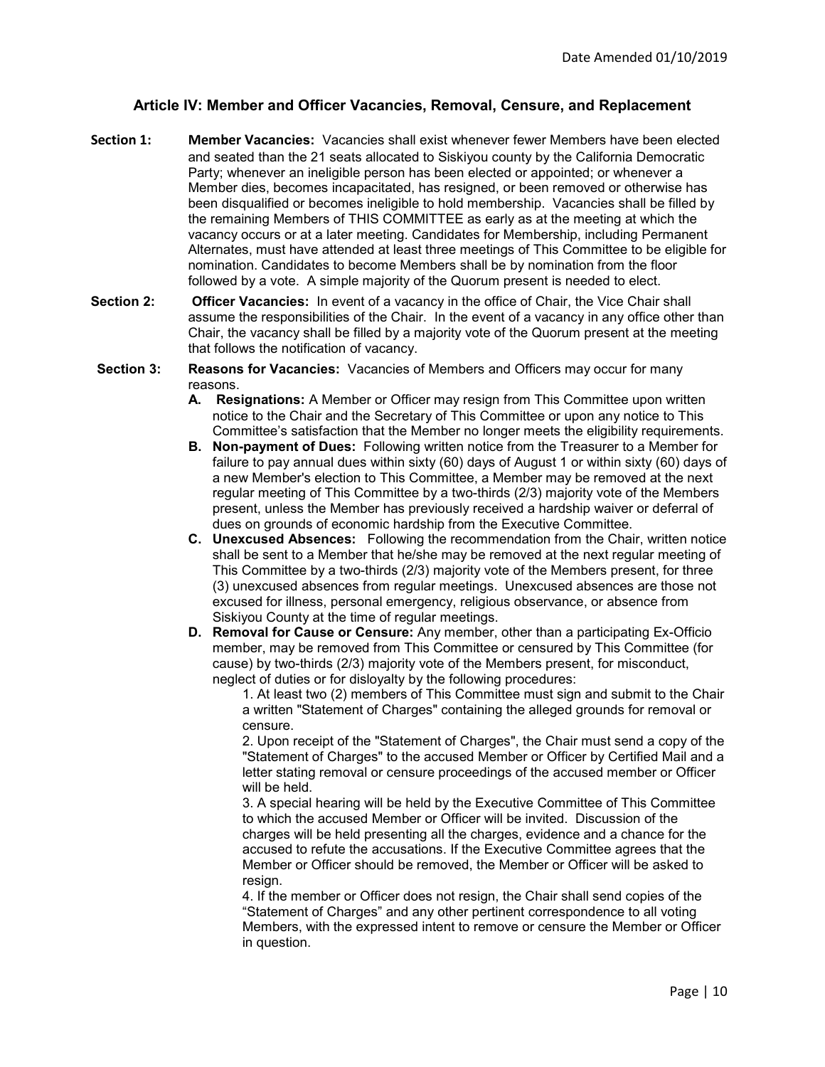## Article IV: Member and Officer Vacancies, Removal, Censure, and Replacement

**Section 1:** **Member Vacancies:** Vacancies shall exist whenever fewer Members have been elected and seated than the 21 seats allocated to Siskiyou county by the California Democratic Party; whenever an ineligible person has been elected or appointed; or whenever a Member dies, becomes incapacitated, has resigned, or been removed or otherwise has been disqualified or becomes ineligible to hold membership. Vacancies shall be filled by the remaining Members of THIS COMMITTEE as early as at the meeting at which the vacancy occurs or at a later meeting. Candidates for Membership, including Permanent Alternates, must have attended at least three meetings of This Committee to be eligible for nomination. Candidates to become Members shall be by nomination from the floor followed by a vote. A simple majority of the Quorum present is needed to elect.

**Section 2:** **Officer Vacancies:** In event of a vacancy in the office of Chair, the Vice Chair shall assume the responsibilities of the Chair. In the event of a vacancy in any office other than Chair, the vacancy shall be filled by a majority vote of the Quorum present at the meeting that follows the notification of vacancy.

**Section 3:** **Reasons for Vacancies:** Vacancies of Members and Officers may occur for many reasons.

- **A. Resignations:** A Member or Officer may resign from This Committee upon written notice to the Chair and the Secretary of This Committee or upon any notice to This Committee's satisfaction that the Member no longer meets the eligibility requirements.
- **B. Non-payment of Dues:** Following written notice from the Treasurer to a Member for failure to pay annual dues within sixty (60) days of August 1 or within sixty (60) days of a new Member's election to This Committee, a Member may be removed at the next regular meeting of This Committee by a two-thirds (2/3) majority vote of the Members present, unless the Member has previously received a hardship waiver or deferral of dues on grounds of economic hardship from the Executive Committee.
- **C. Unexcused Absences:** Following the recommendation from the Chair, written notice shall be sent to a Member that he/she may be removed at the next regular meeting of This Committee by a two-thirds (2/3) majority vote of the Members present, for three (3) unexcused absences from regular meetings. Unexcused absences are those not excused for illness, personal emergency, religious observance, or absence from Siskiyou County at the time of regular meetings.
- **D. Removal for Cause or Censure:** Any member, other than a participating Ex-Officio member, may be removed from This Committee or censured by This Committee (for cause) by two-thirds (2/3) majority vote of the Members present, for misconduct, neglect of duties or for disloyalty by the following procedures:

  1. At least two (2) members of This Committee must sign and submit to the Chair a written "Statement of Charges" containing the alleged grounds for removal or censure.
  2. Upon receipt of the "Statement of Charges", the Chair must send a copy of the "Statement of Charges" to the accused Member or Officer by Certified Mail and a letter stating removal or censure proceedings of the accused member or Officer will be held.
  3. A special hearing will be held by the Executive Committee of This Committee to which the accused Member or Officer will be invited. Discussion of the charges will be held presenting all the charges, evidence and a chance for the accused to refute the accusations. If the Executive Committee agrees that the Member or Officer should be removed, the Member or Officer will be asked to resign.
  4. If the member or Officer does not resign, the Chair shall send copies of the "Statement of Charges" and any other pertinent correspondence to all voting Members, with the expressed intent to remove or censure the Member or Officer in question.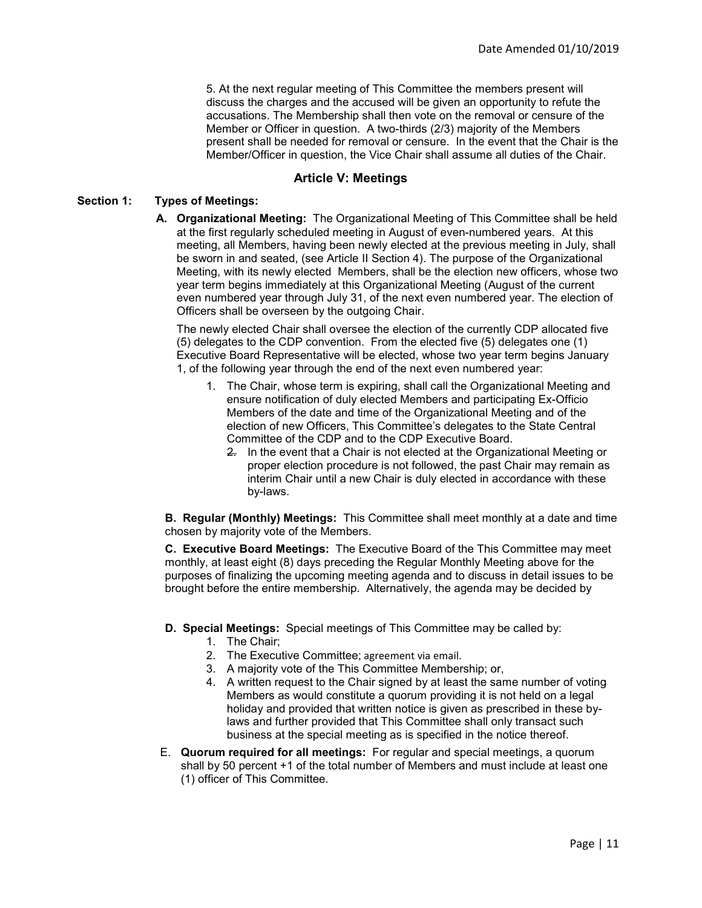5. At the next regular meeting of This Committee the members present will discuss the charges and the accused will be given an opportunity to refute the accusations. The Membership shall then vote on the removal or censure of the Member or Officer in question. A two-thirds (2/3) majority of the Members present shall be needed for removal or censure. In the event that the Chair is the Member/Officer in question, the Vice Chair shall assume all duties of the Chair.

## Article V: Meetings

**Section 1: Types of Meetings:**

**A. Organizational Meeting:** The Organizational Meeting of This Committee shall be held at the first regularly scheduled meeting in August of even-numbered years. At this meeting, all Members, having been newly elected at the previous meeting in July, shall be sworn in and seated, (see Article II Section 4). The purpose of the Organizational Meeting, with its newly elected Members, shall be the election new officers, whose two year term begins immediately at this Organizational Meeting (August of the current even numbered year through July 31, of the next even numbered year. The election of Officers shall be overseen by the outgoing Chair.

The newly elected Chair shall oversee the election of the currently CDP allocated five (5) delegates to the CDP convention. From the elected five (5) delegates one (1) Executive Board Representative will be elected, whose two year term begins January 1, of the following year through the end of the next even numbered year:

1. The Chair, whose term is expiring, shall call the Organizational Meeting and ensure notification of duly elected Members and participating Ex-Officio Members of the date and time of the Organizational Meeting and of the election of new Officers, This Committee's delegates to the State Central Committee of the CDP and to the CDP Executive Board.
   2. In the event that a Chair is not elected at the Organizational Meeting or proper election procedure is not followed, the past Chair may remain as interim Chair until a new Chair is duly elected in accordance with these by-laws.

**B. Regular (Monthly) Meetings:** This Committee shall meet monthly at a date and time chosen by majority vote of the Members.

**C. Executive Board Meetings:** The Executive Board of the This Committee may meet monthly, at least eight (8) days preceding the Regular Monthly Meeting above for the purposes of finalizing the upcoming meeting agenda and to discuss in detail issues to be brought before the entire membership. Alternatively, the agenda may be decided by

**D. Special Meetings:** Special meetings of This Committee may be called by:

1. The Chair;
2. The Executive Committee; agreement via email.
3. A majority vote of the This Committee Membership; or,
4. A written request to the Chair signed by at least the same number of voting Members as would constitute a quorum providing it is not held on a legal holiday and provided that written notice is given as prescribed in these by-laws and further provided that This Committee shall only transact such business at the special meeting as is specified in the notice thereof.

E. **Quorum required for all meetings:** For regular and special meetings, a quorum shall by 50 percent +1 of the total number of Members and must include at least one (1) officer of This Committee.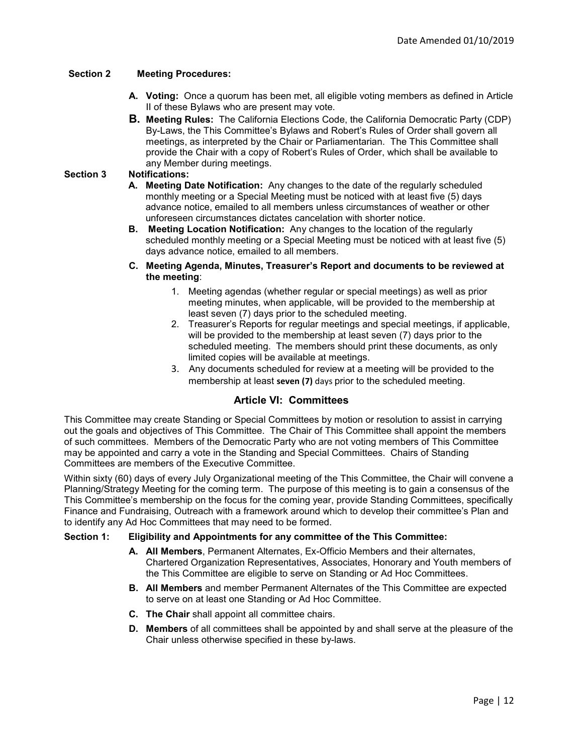**Section 2 Meeting Procedures:**

- **A. Voting:** Once a quorum has been met, all eligible voting members as defined in Article II of these Bylaws who are present may vote.
- **B. Meeting Rules:** The California Elections Code, the California Democratic Party (CDP) By-Laws, the This Committee's Bylaws and Robert's Rules of Order shall govern all meetings, as interpreted by the Chair or Parliamentarian. The This Committee shall provide the Chair with a copy of Robert's Rules of Order, which shall be available to any Member during meetings.

**Section 3 Notifications:**

- **A. Meeting Date Notification:** Any changes to the date of the regularly scheduled monthly meeting or a Special Meeting must be noticed with at least five (5) days advance notice, emailed to all members unless circumstances of weather or other unforeseen circumstances dictates cancelation with shorter notice.
- **B. Meeting Location Notification:** Any changes to the location of the regularly scheduled monthly meeting or a Special Meeting must be noticed with at least five (5) days advance notice, emailed to all members.
- **C. Meeting Agenda, Minutes, Treasurer's Report and documents to be reviewed at the meeting**:
  1. Meeting agendas (whether regular or special meetings) as well as prior meeting minutes, when applicable, will be provided to the membership at least seven (7) days prior to the scheduled meeting.
  2. Treasurer's Reports for regular meetings and special meetings, if applicable, will be provided to the membership at least seven (7) days prior to the scheduled meeting. The members should print these documents, as only limited copies will be available at meetings.
  3. Any documents scheduled for review at a meeting will be provided to the membership at least **seven (7)** days prior to the scheduled meeting.

## Article VI: Committees

This Committee may create Standing or Special Committees by motion or resolution to assist in carrying out the goals and objectives of This Committee. The Chair of This Committee shall appoint the members of such committees. Members of the Democratic Party who are not voting members of This Committee may be appointed and carry a vote in the Standing and Special Committees. Chairs of Standing Committees are members of the Executive Committee.

Within sixty (60) days of every July Organizational meeting of the This Committee, the Chair will convene a Planning/Strategy Meeting for the coming term. The purpose of this meeting is to gain a consensus of the This Committee's membership on the focus for the coming year, provide Standing Committees, specifically Finance and Fundraising, Outreach with a framework around which to develop their committee's Plan and to identify any Ad Hoc Committees that may need to be formed.

**Section 1: Eligibility and Appointments for any committee of the This Committee:**

- **A. All Members**, Permanent Alternates, Ex-Officio Members and their alternates, Chartered Organization Representatives, Associates, Honorary and Youth members of the This Committee are eligible to serve on Standing or Ad Hoc Committees.
- **B. All Members** and member Permanent Alternates of the This Committee are expected to serve on at least one Standing or Ad Hoc Committee.
- **C. The Chair** shall appoint all committee chairs.
- **D. Members** of all committees shall be appointed by and shall serve at the pleasure of the Chair unless otherwise specified in these by-laws.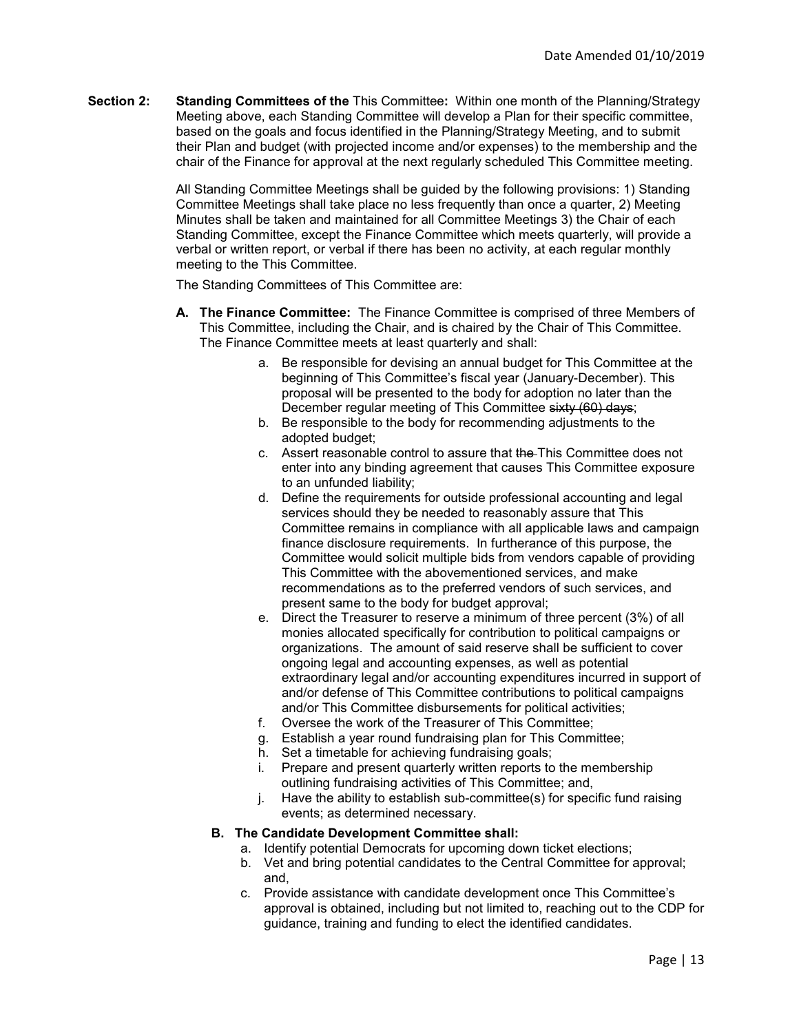**Section 2: Standing Committees of the** This Committee**:** Within one month of the Planning/Strategy Meeting above, each Standing Committee will develop a Plan for their specific committee, based on the goals and focus identified in the Planning/Strategy Meeting, and to submit their Plan and budget (with projected income and/or expenses) to the membership and the chair of the Finance for approval at the next regularly scheduled This Committee meeting.

All Standing Committee Meetings shall be guided by the following provisions: 1) Standing Committee Meetings shall take place no less frequently than once a quarter, 2) Meeting Minutes shall be taken and maintained for all Committee Meetings 3) the Chair of each Standing Committee, except the Finance Committee which meets quarterly, will provide a verbal or written report, or verbal if there has been no activity, at each regular monthly meeting to the This Committee.

The Standing Committees of This Committee are:

**A. The Finance Committee:** The Finance Committee is comprised of three Members of This Committee, including the Chair, and is chaired by the Chair of This Committee. The Finance Committee meets at least quarterly and shall:

a. Be responsible for devising an annual budget for This Committee at the beginning of This Committee's fiscal year (January-December). This proposal will be presented to the body for adoption no later than the December regular meeting of This Committee ~~sixty (60) days~~;
b. Be responsible to the body for recommending adjustments to the adopted budget;
c. Assert reasonable control to assure that ~~the~~ This Committee does not enter into any binding agreement that causes This Committee exposure to an unfunded liability;
d. Define the requirements for outside professional accounting and legal services should they be needed to reasonably assure that This Committee remains in compliance with all applicable laws and campaign finance disclosure requirements. In furtherance of this purpose, the Committee would solicit multiple bids from vendors capable of providing This Committee with the abovementioned services, and make recommendations as to the preferred vendors of such services, and present same to the body for budget approval;
e. Direct the Treasurer to reserve a minimum of three percent (3%) of all monies allocated specifically for contribution to political campaigns or organizations. The amount of said reserve shall be sufficient to cover ongoing legal and accounting expenses, as well as potential extraordinary legal and/or accounting expenditures incurred in support of and/or defense of This Committee contributions to political campaigns and/or This Committee disbursements for political activities;
f. Oversee the work of the Treasurer of This Committee;
g. Establish a year round fundraising plan for This Committee;
h. Set a timetable for achieving fundraising goals;
i. Prepare and present quarterly written reports to the membership outlining fundraising activities of This Committee; and,
j. Have the ability to establish sub-committee(s) for specific fund raising events; as determined necessary.

**B. The Candidate Development Committee shall:**

a. Identify potential Democrats for upcoming down ticket elections;
b. Vet and bring potential candidates to the Central Committee for approval; and,
c. Provide assistance with candidate development once This Committee's approval is obtained, including but not limited to, reaching out to the CDP for guidance, training and funding to elect the identified candidates.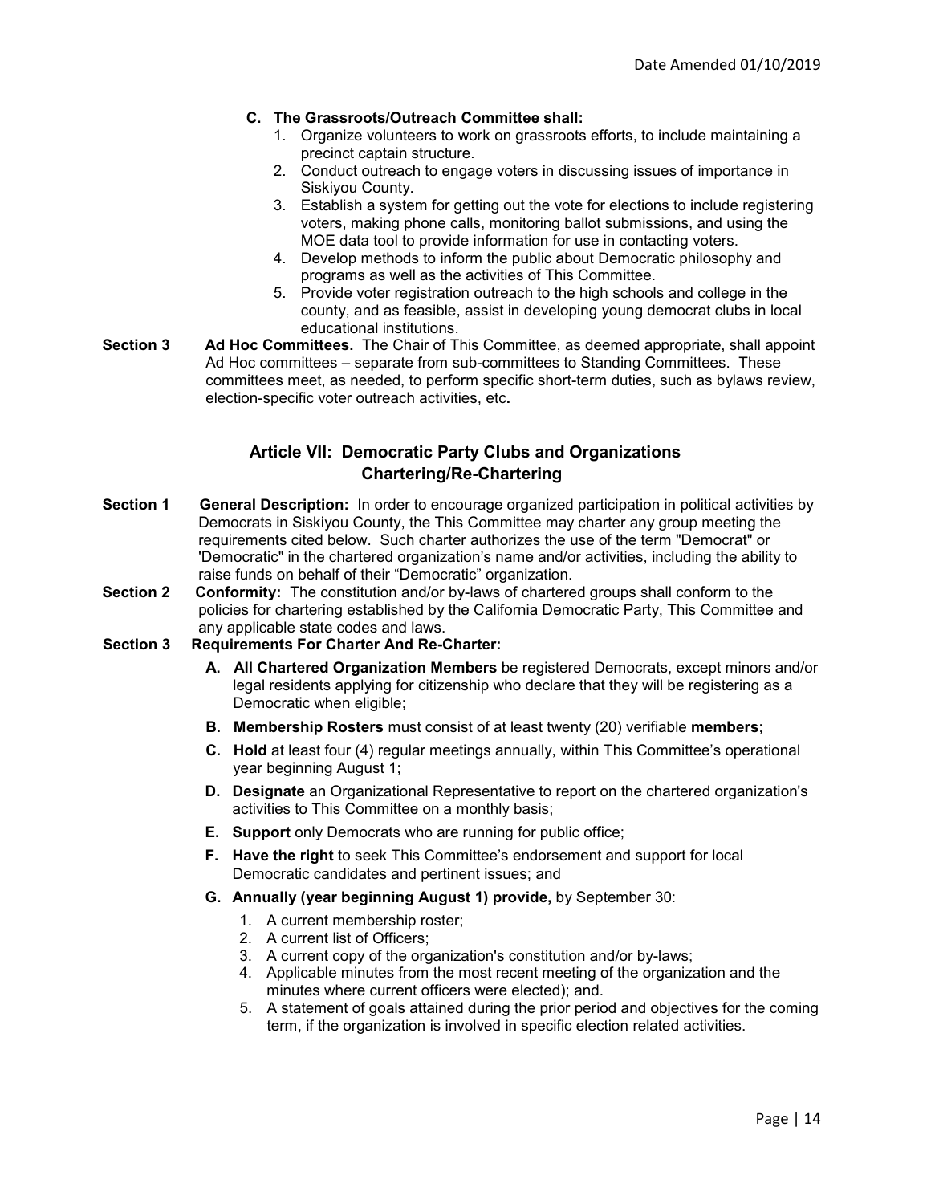**C. The Grassroots/Outreach Committee shall:**

1. Organize volunteers to work on grassroots efforts, to include maintaining a precinct captain structure.
2. Conduct outreach to engage voters in discussing issues of importance in Siskiyou County.
3. Establish a system for getting out the vote for elections to include registering voters, making phone calls, monitoring ballot submissions, and using the MOE data tool to provide information for use in contacting voters.
4. Develop methods to inform the public about Democratic philosophy and programs as well as the activities of This Committee.
5. Provide voter registration outreach to the high schools and college in the county, and as feasible, assist in developing young democrat clubs in local educational institutions.

**Section 3 Ad Hoc Committees.** The Chair of This Committee, as deemed appropriate, shall appoint Ad Hoc committees – separate from sub-committees to Standing Committees. These committees meet, as needed, to perform specific short-term duties, such as bylaws review, election-specific voter outreach activities, etc**.**

## Article VII: Democratic Party Clubs and Organizations Chartering/Re-Chartering

**Section 1 General Description:** In order to encourage organized participation in political activities by Democrats in Siskiyou County, the This Committee may charter any group meeting the requirements cited below. Such charter authorizes the use of the term "Democrat" or 'Democratic" in the chartered organization's name and/or activities, including the ability to raise funds on behalf of their "Democratic" organization.

**Section 2 Conformity:** The constitution and/or by-laws of chartered groups shall conform to the policies for chartering established by the California Democratic Party, This Committee and any applicable state codes and laws.

**Section 3 Requirements For Charter And Re-Charter:**

**A. All Chartered Organization Members** be registered Democrats, except minors and/or legal residents applying for citizenship who declare that they will be registering as a Democratic when eligible;

**B. Membership Rosters** must consist of at least twenty (20) verifiable **members**;

**C. Hold** at least four (4) regular meetings annually, within This Committee's operational year beginning August 1;

**D. Designate** an Organizational Representative to report on the chartered organization's activities to This Committee on a monthly basis;

**E. Support** only Democrats who are running for public office;

**F. Have the right** to seek This Committee's endorsement and support for local Democratic candidates and pertinent issues; and

**G. Annually (year beginning August 1) provide,** by September 30:

1. A current membership roster;
2. A current list of Officers;
3. A current copy of the organization's constitution and/or by-laws;
4. Applicable minutes from the most recent meeting of the organization and the minutes where current officers were elected); and.
5. A statement of goals attained during the prior period and objectives for the coming term, if the organization is involved in specific election related activities.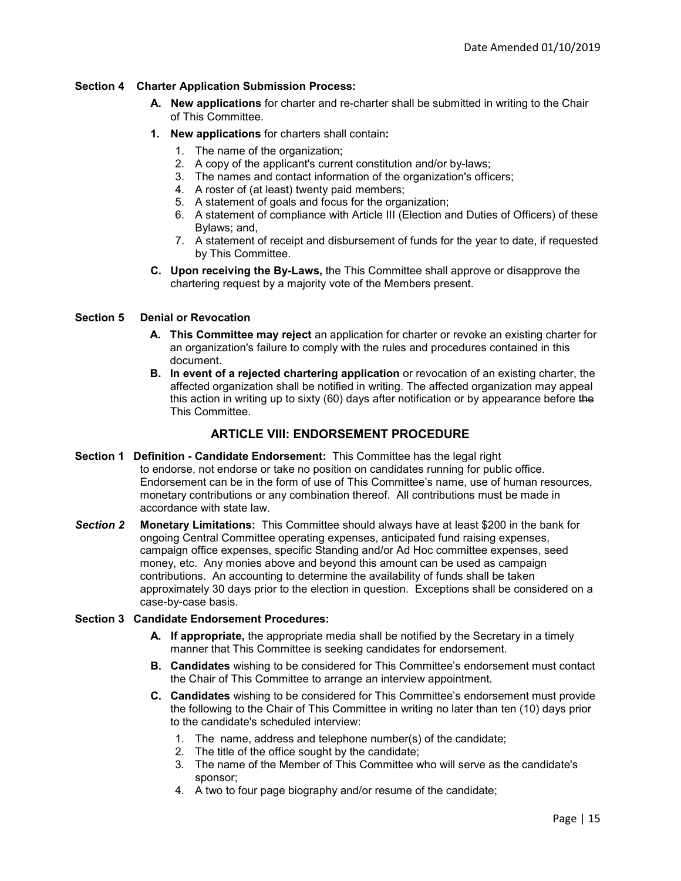**Section 4 Charter Application Submission Process:**

**A. New applications** for charter and re-charter shall be submitted in writing to the Chair of This Committee.

**1. New applications** for charters shall contain**:**

1. The name of the organization;
2. A copy of the applicant's current constitution and/or by-laws;
3. The names and contact information of the organization's officers;
4. A roster of (at least) twenty paid members;
5. A statement of goals and focus for the organization;
6. A statement of compliance with Article III (Election and Duties of Officers) of these Bylaws; and,
7. A statement of receipt and disbursement of funds for the year to date, if requested by This Committee.

**C. Upon receiving the By-Laws,** the This Committee shall approve or disapprove the chartering request by a majority vote of the Members present.

**Section 5 Denial or Revocation**

**A. This Committee may reject** an application for charter or revoke an existing charter for an organization's failure to comply with the rules and procedures contained in this document.

**B. In event of a rejected chartering application** or revocation of an existing charter, the affected organization shall be notified in writing. The affected organization may appeal this action in writing up to sixty (60) days after notification or by appearance before ~~the~~ This Committee.

## ARTICLE VIII: ENDORSEMENT PROCEDURE

**Section 1 Definition - Candidate Endorsement:** This Committee has the legal right to endorse, not endorse or take no position on candidates running for public office. Endorsement can be in the form of use of This Committee's name, use of human resources, monetary contributions or any combination thereof. All contributions must be made in accordance with state law.

***Section 2*** **Monetary Limitations:** This Committee should always have at least $200 in the bank for ongoing Central Committee operating expenses, anticipated fund raising expenses, campaign office expenses, specific Standing and/or Ad Hoc committee expenses, seed money, etc. Any monies above and beyond this amount can be used as campaign contributions. An accounting to determine the availability of funds shall be taken approximately 30 days prior to the election in question. Exceptions shall be considered on a case-by-case basis.

**Section 3 Candidate Endorsement Procedures:**

**A. If appropriate,** the appropriate media shall be notified by the Secretary in a timely manner that This Committee is seeking candidates for endorsement.

**B. Candidates** wishing to be considered for This Committee's endorsement must contact the Chair of This Committee to arrange an interview appointment.

**C. Candidates** wishing to be considered for This Committee's endorsement must provide the following to the Chair of This Committee in writing no later than ten (10) days prior to the candidate's scheduled interview:

1. The name, address and telephone number(s) of the candidate;
2. The title of the office sought by the candidate;
3. The name of the Member of This Committee who will serve as the candidate's sponsor;
4. A two to four page biography and/or resume of the candidate;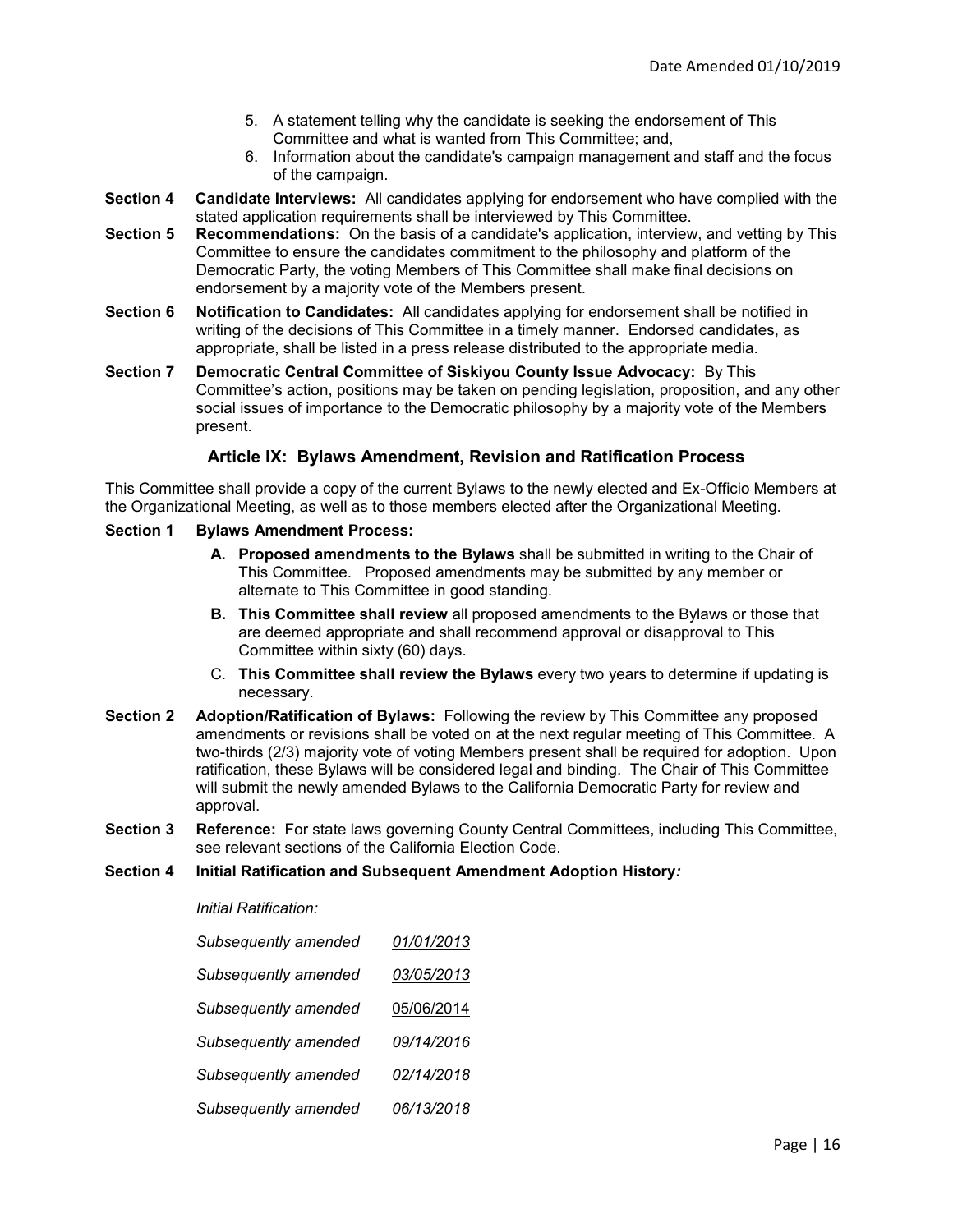5. A statement telling why the candidate is seeking the endorsement of This Committee and what is wanted from This Committee; and,
6. Information about the candidate's campaign management and staff and the focus of the campaign.

**Section 4** **Candidate Interviews:** All candidates applying for endorsement who have complied with the stated application requirements shall be interviewed by This Committee.

**Section 5** **Recommendations:** On the basis of a candidate's application, interview, and vetting by This Committee to ensure the candidates commitment to the philosophy and platform of the Democratic Party, the voting Members of This Committee shall make final decisions on endorsement by a majority vote of the Members present.

**Section 6** **Notification to Candidates:** All candidates applying for endorsement shall be notified in writing of the decisions of This Committee in a timely manner. Endorsed candidates, as appropriate, shall be listed in a press release distributed to the appropriate media.

**Section 7** **Democratic Central Committee of Siskiyou County Issue Advocacy:** By This Committee's action, positions may be taken on pending legislation, proposition, and any other social issues of importance to the Democratic philosophy by a majority vote of the Members present.

## Article IX: Bylaws Amendment, Revision and Ratification Process

This Committee shall provide a copy of the current Bylaws to the newly elected and Ex-Officio Members at the Organizational Meeting, as well as to those members elected after the Organizational Meeting.

**Section 1** **Bylaws Amendment Process:**

- **A. Proposed amendments to the Bylaws** shall be submitted in writing to the Chair of This Committee. Proposed amendments may be submitted by any member or alternate to This Committee in good standing.
- **B. This Committee shall review** all proposed amendments to the Bylaws or those that are deemed appropriate and shall recommend approval or disapproval to This Committee within sixty (60) days.
- C. **This Committee shall review the Bylaws** every two years to determine if updating is necessary.

**Section 2** **Adoption/Ratification of Bylaws:** Following the review by This Committee any proposed amendments or revisions shall be voted on at the next regular meeting of This Committee. A two-thirds (2/3) majority vote of voting Members present shall be required for adoption. Upon ratification, these Bylaws will be considered legal and binding. The Chair of This Committee will submit the newly amended Bylaws to the California Democratic Party for review and approval.

**Section 3** **Reference:** For state laws governing County Central Committees, including This Committee, see relevant sections of the California Election Code.

**Section 4** **Initial Ratification and Subsequent Amendment Adoption History*:***

*Initial Ratification:*

| | |
|---|---|
| *Subsequently amended* | *01/01/2013* |
| *Subsequently amended* | *03/05/2013* |
| *Subsequently amended* | 05/06/2014 |
| *Subsequently amended* | *09/14/2016* |
| *Subsequently amended* | *02/14/2018* |
| *Subsequently amended* | *06/13/2018* |